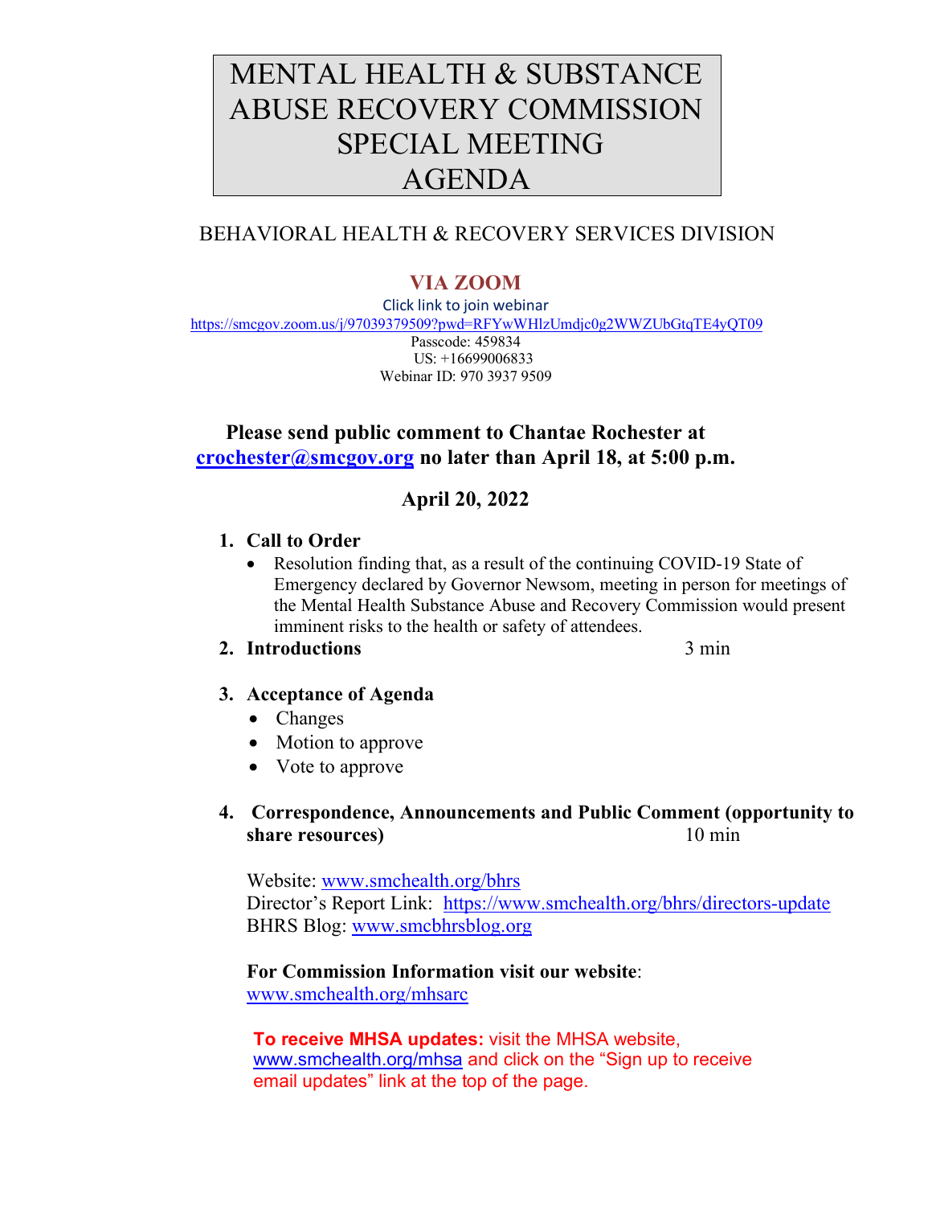# MENTAL HEALTH & SUBSTANCE ABUSE RECOVERY COMMISSION SPECIAL MEETING AGENDA

## BEHAVIORAL HEALTH & RECOVERY SERVICES DIVISION

**VIA ZOOM**

Click link to join webinar
https://smcgov.zoom.us/j/97039379509?pwd=RFYwWHlzUmdjc0g2WWZUbGtqTE4yQT09
Passcode: 459834
US: +16699006833
Webinar ID: 970 3937 9509

**Please send public comment to Chantae Rochester at crochester@smcgov.org no later than April 18, at 5:00 p.m.**

**April 20, 2022**

1. **Call to Order**
   - Resolution finding that, as a result of the continuing COVID-19 State of Emergency declared by Governor Newsom, meeting in person for meetings of the Mental Health Substance Abuse and Recovery Commission would present imminent risks to the health or safety of attendees.
2. **Introductions** 3 min
3. **Acceptance of Agenda**
   - Changes
   - Motion to approve
   - Vote to approve
4. **Correspondence, Announcements and Public Comment (opportunity to share resources)** 10 min

   Website: www.smchealth.org/bhrs
   Director's Report Link: https://www.smchealth.org/bhrs/directors-update
   BHRS Blog: www.smcbhrsblog.org

   **For Commission Information visit our website**:
   www.smchealth.org/mhsarc

   **To receive MHSA updates:** visit the MHSA website, www.smchealth.org/mhsa and click on the "Sign up to receive email updates" link at the top of the page.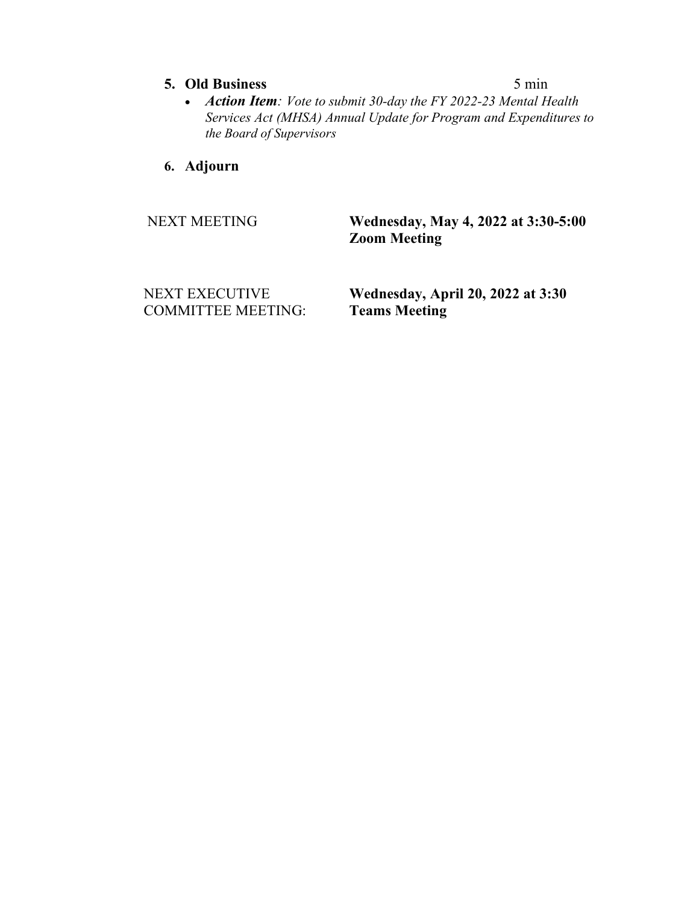5. **Old Business** 5 min
   - ***Action Item**: Vote to submit 30-day the FY 2022-23 Mental Health Services Act (MHSA) Annual Update for Program and Expenditures to the Board of Supervisors*

6. **Adjourn**

| | |
|---|---|
| NEXT MEETING | **Wednesday, May 4, 2022 at 3:30-5:00**<br>**Zoom Meeting** |
| NEXT EXECUTIVE COMMITTEE MEETING: | **Wednesday, April 20, 2022 at 3:30**<br>**Teams Meeting** |